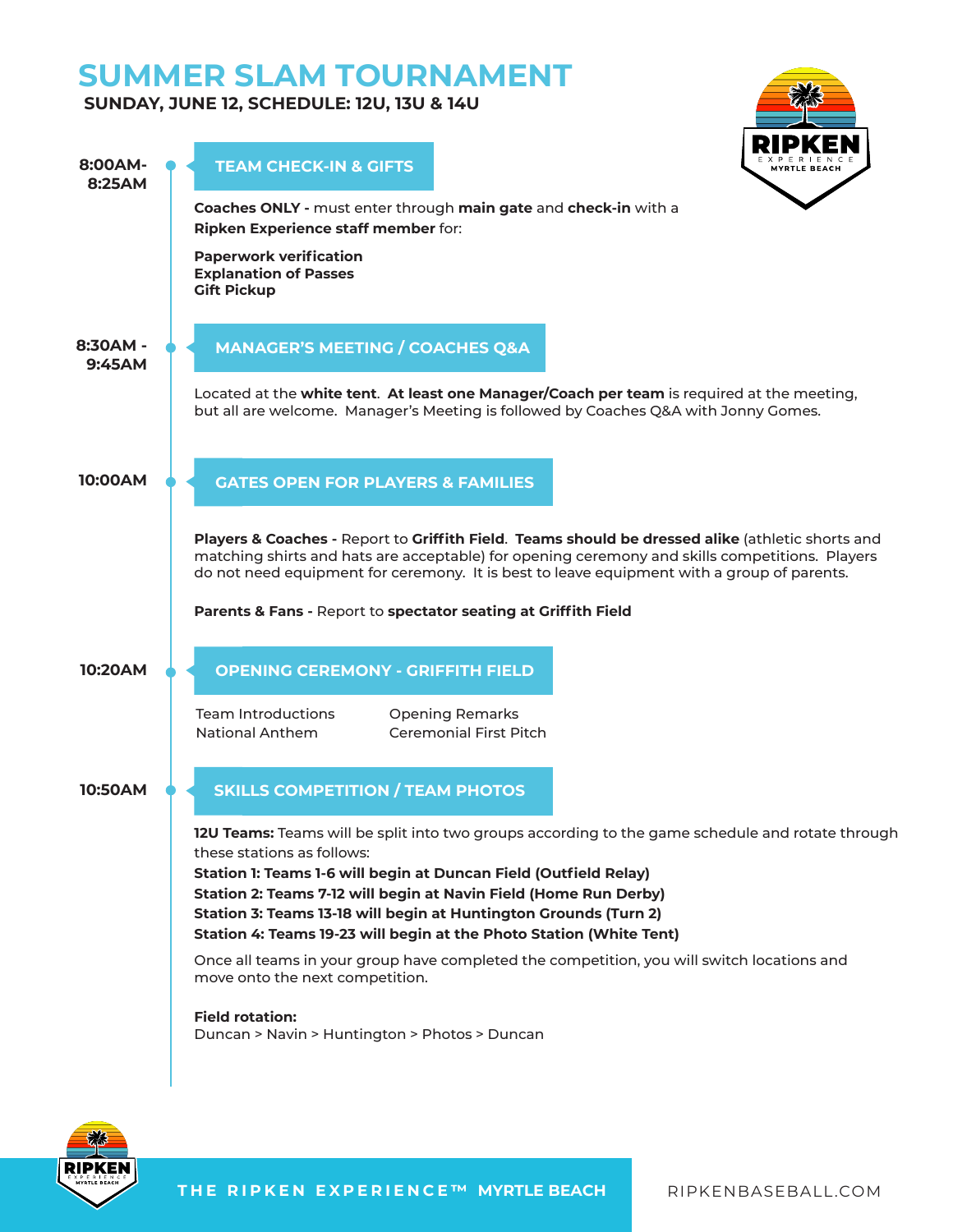# SUMMER SLAM TOURNAMENT

**SUNDAY, JUNE 12, SCHEDULE: 12U, 13U & 14U**

## 8:00AM-8:25AM — TEAM CHECK-IN & GIFTS

**Coaches ONLY -** must enter through **main gate** and **check-in** with a **Ripken Experience staff member** for:

**Paperwork verification**
**Explanation of Passes**
**Gift Pickup**

## 8:30AM - 9:45AM — MANAGER'S MEETING / COACHES Q&A

Located at the **white tent**. **At least one Manager/Coach per team** is required at the meeting, but all are welcome. Manager's Meeting is followed by Coaches Q&A with Jonny Gomes.

## 10:00AM — GATES OPEN FOR PLAYERS & FAMILIES

**Players & Coaches -** Report to **Griffith Field**. **Teams should be dressed alike** (athletic shorts and matching shirts and hats are acceptable) for opening ceremony and skills competitions. Players do not need equipment for ceremony. It is best to leave equipment with a group of parents.

**Parents & Fans -** Report to **spectator seating at Griffith Field**

## 10:20AM — OPENING CEREMONY - GRIFFITH FIELD

- Team Introductions
- National Anthem
- Opening Remarks
- Ceremonial First Pitch

## 10:50AM — SKILLS COMPETITION / TEAM PHOTOS

**12U Teams:** Teams will be split into two groups according to the game schedule and rotate through these stations as follows:

**Station 1: Teams 1-6 will begin at Duncan Field (Outfield Relay)**
**Station 2: Teams 7-12 will begin at Navin Field (Home Run Derby)**
**Station 3: Teams 13-18 will begin at Huntington Grounds (Turn 2)**
**Station 4: Teams 19-23 will begin at the Photo Station (White Tent)**

Once all teams in your group have completed the competition, you will switch locations and move onto the next competition.

**Field rotation:**
Duncan > Navin > Huntington > Photos > Duncan

THE RIPKEN EXPERIENCE™ MYRTLE BEACH

RIPKENBASEBALL.COM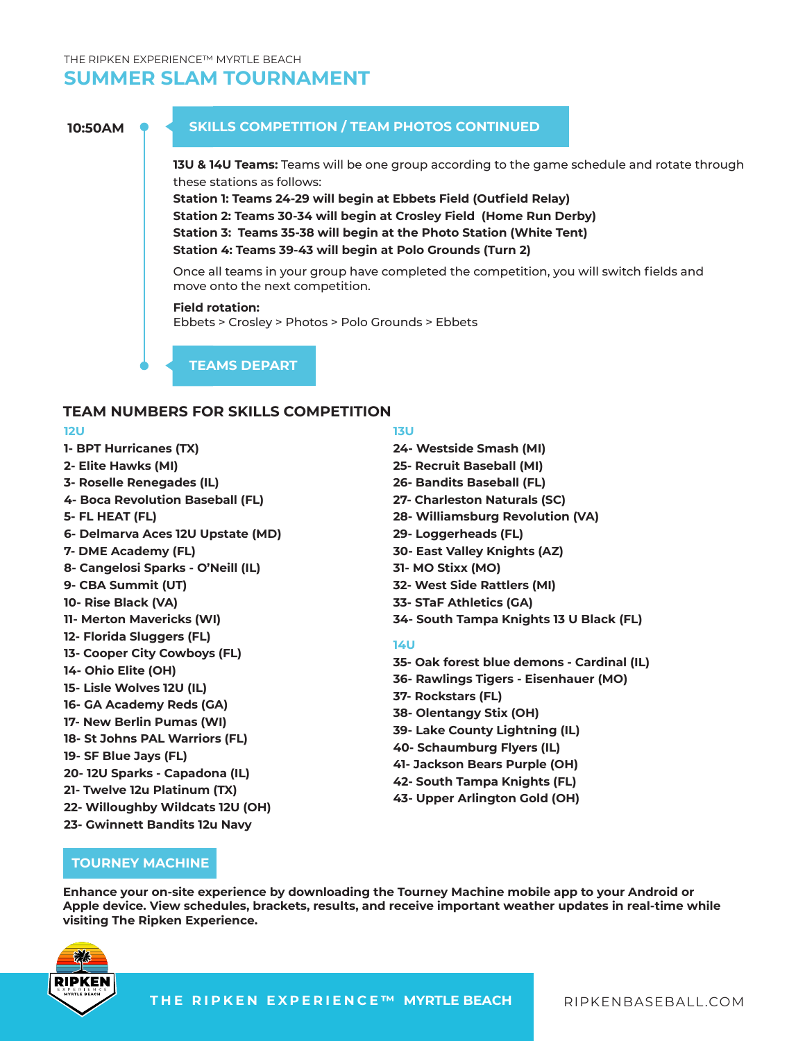THE RIPKEN EXPERIENCE™ MYRTLE BEACH

# SUMMER SLAM TOURNAMENT

**10:50AM**

## SKILLS COMPETITION / TEAM PHOTOS CONTINUED

**13U & 14U Teams:** Teams will be one group according to the game schedule and rotate through these stations as follows:

**Station 1: Teams 24-29 will begin at Ebbets Field (Outfield Relay)**
**Station 2: Teams 30-34 will begin at Crosley Field (Home Run Derby)**
**Station 3: Teams 35-38 will begin at the Photo Station (White Tent)**
**Station 4: Teams 39-43 will begin at Polo Grounds (Turn 2)**

Once all teams in your group have completed the competition, you will switch fields and move onto the next competition.

**Field rotation:**
Ebbets > Crosley > Photos > Polo Grounds > Ebbets

## TEAMS DEPART

## TEAM NUMBERS FOR SKILLS COMPETITION

### 12U

**1- BPT Hurricanes (TX)**
**2- Elite Hawks (MI)**
**3- Roselle Renegades (IL)**
**4- Boca Revolution Baseball (FL)**
**5- FL HEAT (FL)**
**6- Delmarva Aces 12U Upstate (MD)**
**7- DME Academy (FL)**
**8- Cangelosi Sparks - O'Neill (IL)**
**9- CBA Summit (UT)**
**10- Rise Black (VA)**
**11- Merton Mavericks (WI)**
**12- Florida Sluggers (FL)**
**13- Cooper City Cowboys (FL)**
**14- Ohio Elite (OH)**
**15- Lisle Wolves 12U (IL)**
**16- GA Academy Reds (GA)**
**17- New Berlin Pumas (WI)**
**18- St Johns PAL Warriors (FL)**
**19- SF Blue Jays (FL)**
**20- 12U Sparks - Capadona (IL)**
**21- Twelve 12u Platinum (TX)**
**22- Willoughby Wildcats 12U (OH)**
**23- Gwinnett Bandits 12u Navy**

### 13U

**24- Westside Smash (MI)**
**25- Recruit Baseball (MI)**
**26- Bandits Baseball (FL)**
**27- Charleston Naturals (SC)**
**28- Williamsburg Revolution (VA)**
**29- Loggerheads (FL)**
**30- East Valley Knights (AZ)**
**31- MO Stixx (MO)**
**32- West Side Rattlers (MI)**
**33- STaF Athletics (GA)**
**34- South Tampa Knights 13 U Black (FL)**

### 14U

**35- Oak forest blue demons - Cardinal (IL)**
**36- Rawlings Tigers - Eisenhauer (MO)**
**37- Rockstars (FL)**
**38- Olentangy Stix (OH)**
**39- Lake County Lightning (IL)**
**40- Schaumburg Flyers (IL)**
**41- Jackson Bears Purple (OH)**
**42- South Tampa Knights (FL)**
**43- Upper Arlington Gold (OH)**

## TOURNEY MACHINE

**Enhance your on-site experience by downloading the Tourney Machine mobile app to your Android or Apple device. View schedules, brackets, results, and receive important weather updates in real-time while visiting The Ripken Experience.**